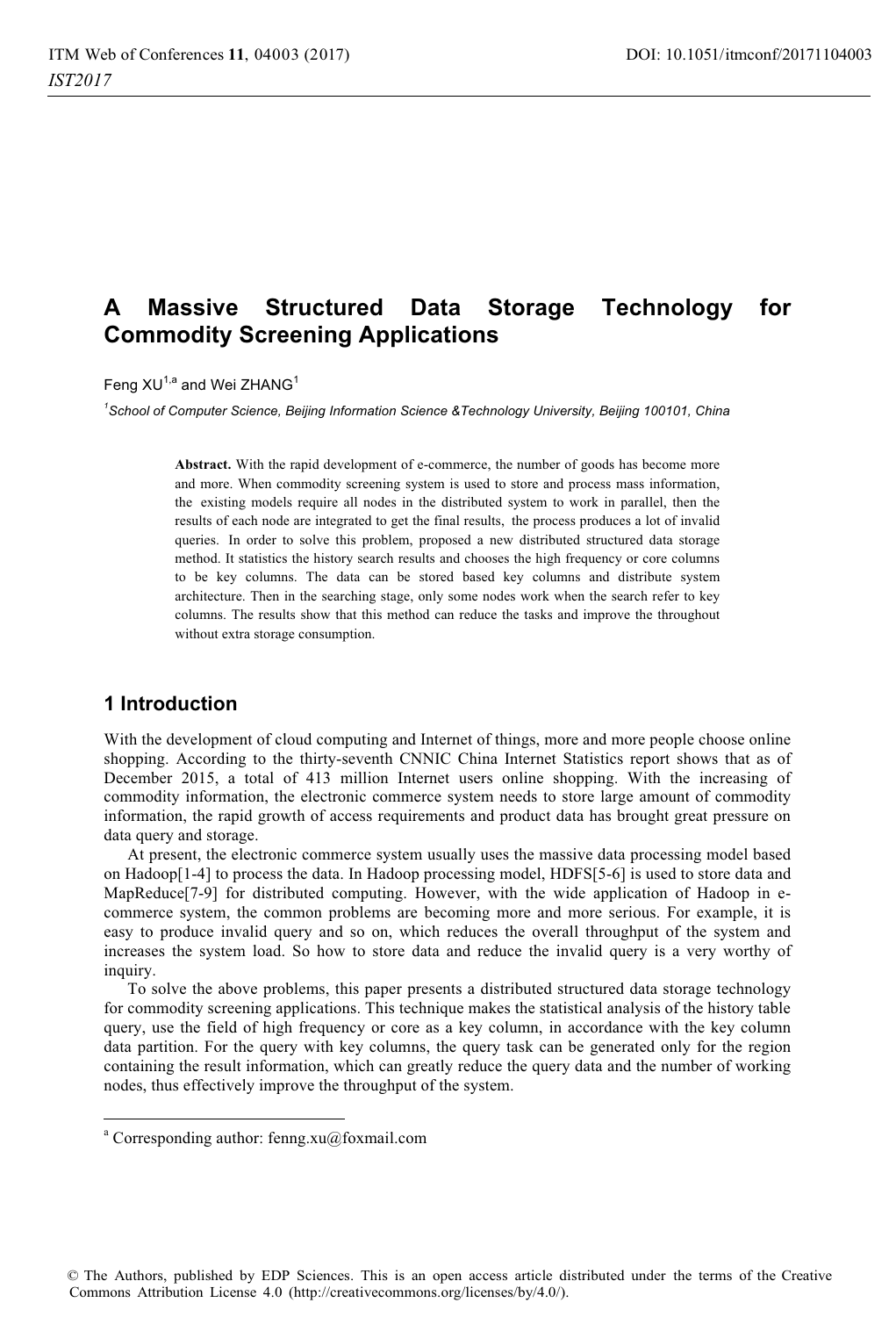# A Massive Structured Data Storage Technology for Commodity Screening Applications

Feng XU[1,a] and Wei ZHANG[1]

[1]*School of Computer Science, Beijing Information Science &Technology University, Beijing 100101, China*

**Abstract.** With the rapid development of e-commerce, the number of goods has become more and more. When commodity screening system is used to store and process mass information, the existing models require all nodes in the distributed system to work in parallel, then the results of each node are integrated to get the final results, the process produces a lot of invalid queries. In order to solve this problem, proposed a new distributed structured data storage method. It statistics the history search results and chooses the high frequency or core columns to be key columns. The data can be stored based key columns and distribute system architecture. Then in the searching stage, only some nodes work when the search refer to key columns. The results show that this method can reduce the tasks and improve the throughout without extra storage consumption.

## 1 Introduction

With the development of cloud computing and Internet of things, more and more people choose online shopping. According to the thirty-seventh CNNIC China Internet Statistics report shows that as of December 2015, a total of 413 million Internet users online shopping. With the increasing of commodity information, the electronic commerce system needs to store large amount of commodity information, the rapid growth of access requirements and product data has brought great pressure on data query and storage.

At present, the electronic commerce system usually uses the massive data processing model based on Hadoop[1-4] to process the data. In Hadoop processing model, HDFS[5-6] is used to store data and MapReduce[7-9] for distributed computing. However, with the wide application of Hadoop in e-commerce system, the common problems are becoming more and more serious. For example, it is easy to produce invalid query and so on, which reduces the overall throughput of the system and increases the system load. So how to store data and reduce the invalid query is a very worthy of inquiry.

To solve the above problems, this paper presents a distributed structured data storage technology for commodity screening applications. This technique makes the statistical analysis of the history table query, use the field of high frequency or core as a key column, in accordance with the key column data partition. For the query with key columns, the query task can be generated only for the region containing the result information, which can greatly reduce the query data and the number of working nodes, thus effectively improve the throughput of the system.

[a] Corresponding author: fenng.xu@foxmail.com

© The Authors, published by EDP Sciences. This is an open access article distributed under the terms of the Creative Commons Attribution License 4.0 (http://creativecommons.org/licenses/by/4.0/).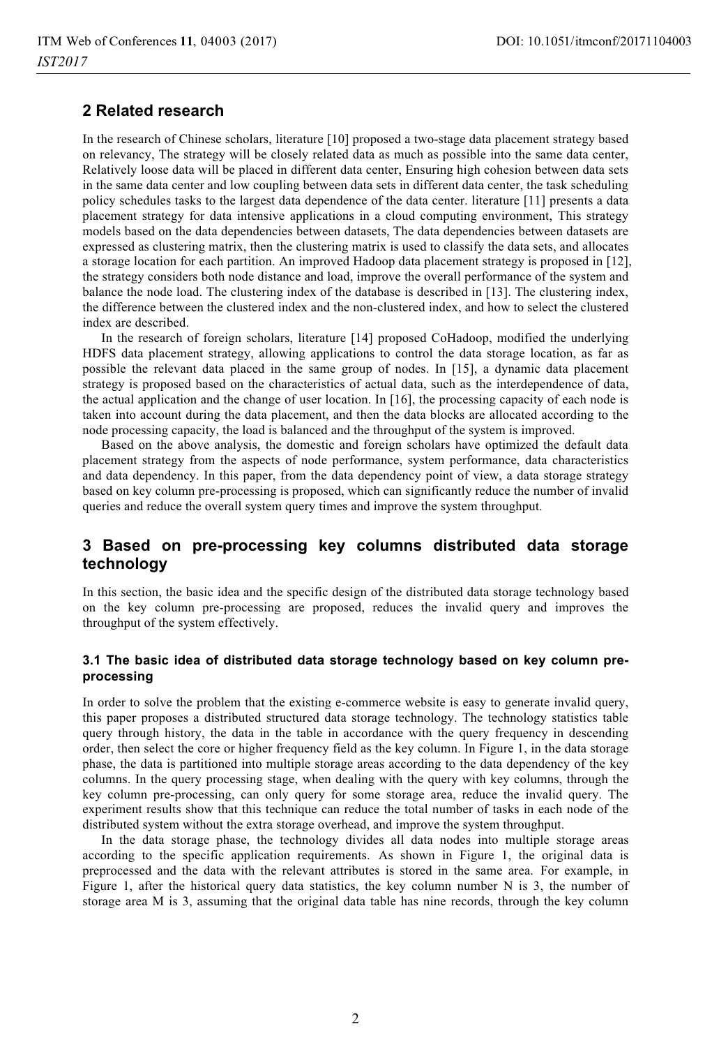## 2 Related research

In the research of Chinese scholars, literature [10] proposed a two-stage data placement strategy based on relevancy, The strategy will be closely related data as much as possible into the same data center, Relatively loose data will be placed in different data center, Ensuring high cohesion between data sets in the same data center and low coupling between data sets in different data center, the task scheduling policy schedules tasks to the largest data dependence of the data center. literature [11] presents a data placement strategy for data intensive applications in a cloud computing environment, This strategy models based on the data dependencies between datasets, The data dependencies between datasets are expressed as clustering matrix, then the clustering matrix is used to classify the data sets, and allocates a storage location for each partition. An improved Hadoop data placement strategy is proposed in [12], the strategy considers both node distance and load, improve the overall performance of the system and balance the node load. The clustering index of the database is described in [13]. The clustering index, the difference between the clustered index and the non-clustered index, and how to select the clustered index are described.

In the research of foreign scholars, literature [14] proposed CoHadoop, modified the underlying HDFS data placement strategy, allowing applications to control the data storage location, as far as possible the relevant data placed in the same group of nodes. In [15], a dynamic data placement strategy is proposed based on the characteristics of actual data, such as the interdependence of data, the actual application and the change of user location. In [16], the processing capacity of each node is taken into account during the data placement, and then the data blocks are allocated according to the node processing capacity, the load is balanced and the throughput of the system is improved.

Based on the above analysis, the domestic and foreign scholars have optimized the default data placement strategy from the aspects of node performance, system performance, data characteristics and data dependency. In this paper, from the data dependency point of view, a data storage strategy based on key column pre-processing is proposed, which can significantly reduce the number of invalid queries and reduce the overall system query times and improve the system throughput.

## 3 Based on pre-processing key columns distributed data storage technology

In this section, the basic idea and the specific design of the distributed data storage technology based on the key column pre-processing are proposed, reduces the invalid query and improves the throughput of the system effectively.

### 3.1 The basic idea of distributed data storage technology based on key column pre-processing

In order to solve the problem that the existing e-commerce website is easy to generate invalid query, this paper proposes a distributed structured data storage technology. The technology statistics table query through history, the data in the table in accordance with the query frequency in descending order, then select the core or higher frequency field as the key column. In Figure 1, in the data storage phase, the data is partitioned into multiple storage areas according to the data dependency of the key columns. In the query processing stage, when dealing with the query with key columns, through the key column pre-processing, can only query for some storage area, reduce the invalid query. The experiment results show that this technique can reduce the total number of tasks in each node of the distributed system without the extra storage overhead, and improve the system throughput.

In the data storage phase, the technology divides all data nodes into multiple storage areas according to the specific application requirements. As shown in Figure 1, the original data is preprocessed and the data with the relevant attributes is stored in the same area. For example, in Figure 1, after the historical query data statistics, the key column number N is 3, the number of storage area M is 3, assuming that the original data table has nine records, through the key column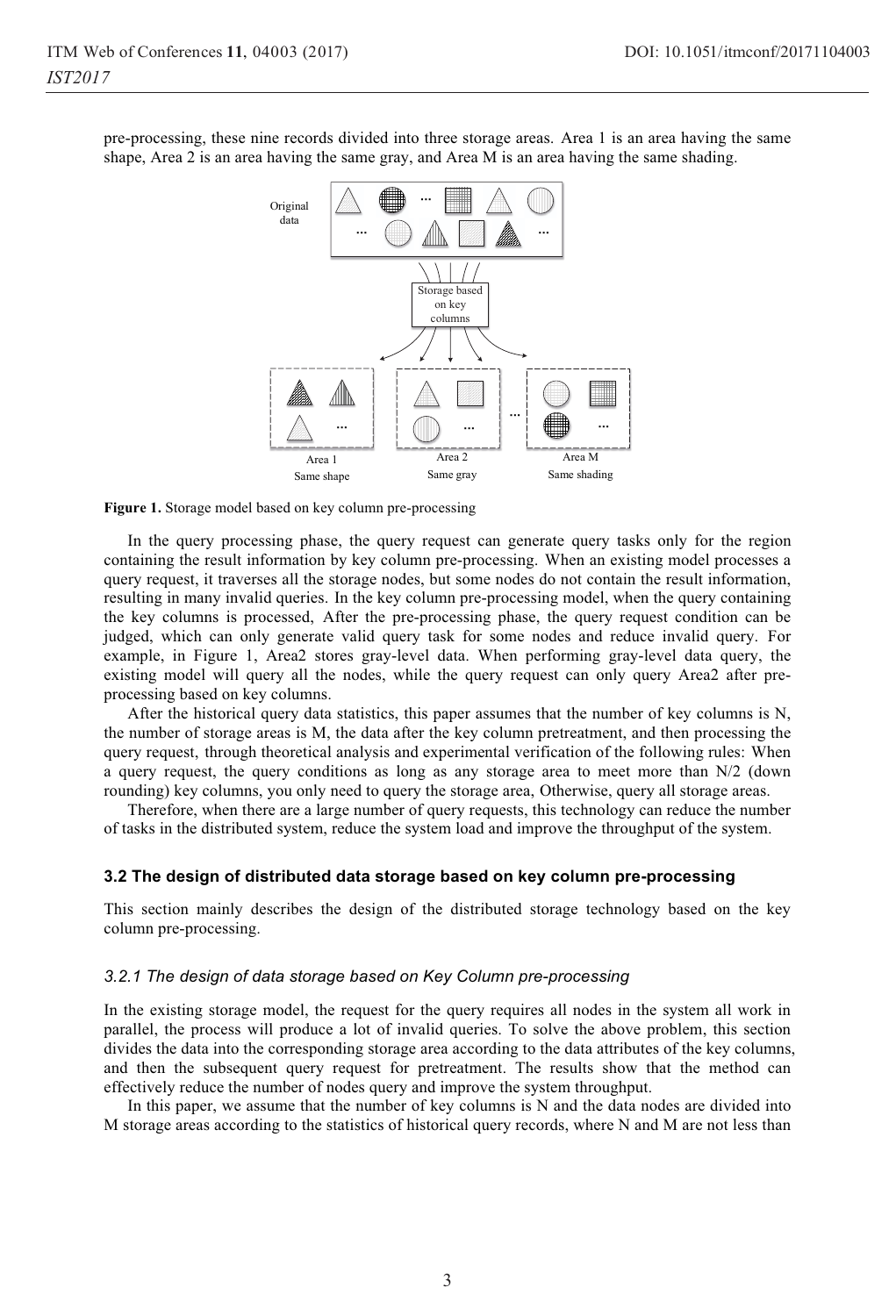pre-processing, these nine records divided into three storage areas. Area 1 is an area having the same shape, Area 2 is an area having the same gray, and Area M is an area having the same shading.

**Figure 1.** Storage model based on key column pre-processing

In the query processing phase, the query request can generate query tasks only for the region containing the result information by key column pre-processing. When an existing model processes a query request, it traverses all the storage nodes, but some nodes do not contain the result information, resulting in many invalid queries. In the key column pre-processing model, when the query containing the key columns is processed, After the pre-processing phase, the query request condition can be judged, which can only generate valid query task for some nodes and reduce invalid query. For example, in Figure 1, Area2 stores gray-level data. When performing gray-level data query, the existing model will query all the nodes, while the query request can only query Area2 after pre-processing based on key columns.

After the historical query data statistics, this paper assumes that the number of key columns is N, the number of storage areas is M, the data after the key column pretreatment, and then processing the query request, through theoretical analysis and experimental verification of the following rules: When a query request, the query conditions as long as any storage area to meet more than N/2 (down rounding) key columns, you only need to query the storage area, Otherwise, query all storage areas.

Therefore, when there are a large number of query requests, this technology can reduce the number of tasks in the distributed system, reduce the system load and improve the throughput of the system.

### 3.2 The design of distributed data storage based on key column pre-processing

This section mainly describes the design of the distributed storage technology based on the key column pre-processing.

#### *3.2.1 The design of data storage based on Key Column pre-processing*

In the existing storage model, the request for the query requires all nodes in the system all work in parallel, the process will produce a lot of invalid queries. To solve the above problem, this section divides the data into the corresponding storage area according to the data attributes of the key columns, and then the subsequent query request for pretreatment. The results show that the method can effectively reduce the number of nodes query and improve the system throughput.

In this paper, we assume that the number of key columns is N and the data nodes are divided into M storage areas according to the statistics of historical query records, where N and M are not less than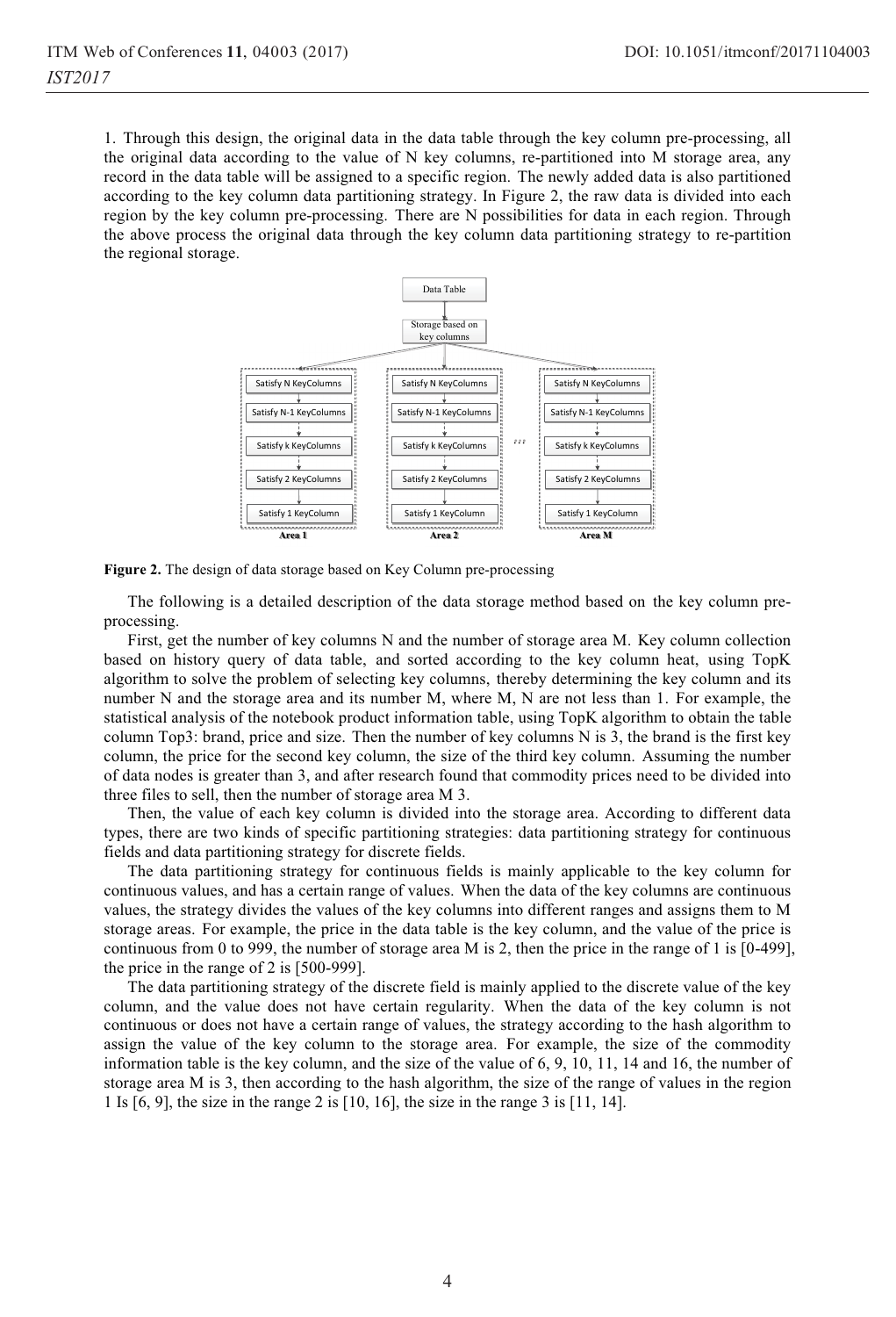1. Through this design, the original data in the data table through the key column pre-processing, all the original data according to the value of N key columns, re-partitioned into M storage area, any record in the data table will be assigned to a specific region. The newly added data is also partitioned according to the key column data partitioning strategy. In Figure 2, the raw data is divided into each region by the key column pre-processing. There are N possibilities for data in each region. Through the above process the original data through the key column data partitioning strategy to re-partition the regional storage.

**Figure 2.** The design of data storage based on Key Column pre-processing

The following is a detailed description of the data storage method based on the key column pre-processing.

First, get the number of key columns N and the number of storage area M. Key column collection based on history query of data table, and sorted according to the key column heat, using TopK algorithm to solve the problem of selecting key columns, thereby determining the key column and its number N and the storage area and its number M, where M, N are not less than 1. For example, the statistical analysis of the notebook product information table, using TopK algorithm to obtain the table column Top3: brand, price and size. Then the number of key columns N is 3, the brand is the first key column, the price for the second key column, the size of the third key column. Assuming the number of data nodes is greater than 3, and after research found that commodity prices need to be divided into three files to sell, then the number of storage area M 3.

Then, the value of each key column is divided into the storage area. According to different data types, there are two kinds of specific partitioning strategies: data partitioning strategy for continuous fields and data partitioning strategy for discrete fields.

The data partitioning strategy for continuous fields is mainly applicable to the key column for continuous values, and has a certain range of values. When the data of the key columns are continuous values, the strategy divides the values of the key columns into different ranges and assigns them to M storage areas. For example, the price in the data table is the key column, and the value of the price is continuous from 0 to 999, the number of storage area M is 2, then the price in the range of 1 is [0-499], the price in the range of 2 is [500-999].

The data partitioning strategy of the discrete field is mainly applied to the discrete value of the key column, and the value does not have certain regularity. When the data of the key column is not continuous or does not have a certain range of values, the strategy according to the hash algorithm to assign the value of the key column to the storage area. For example, the size of the commodity information table is the key column, and the size of the value of 6, 9, 10, 11, 14 and 16, the number of storage area M is 3, then according to the hash algorithm, the size of the range of values in the region 1 Is [6, 9], the size in the range 2 is [10, 16], the size in the range 3 is [11, 14].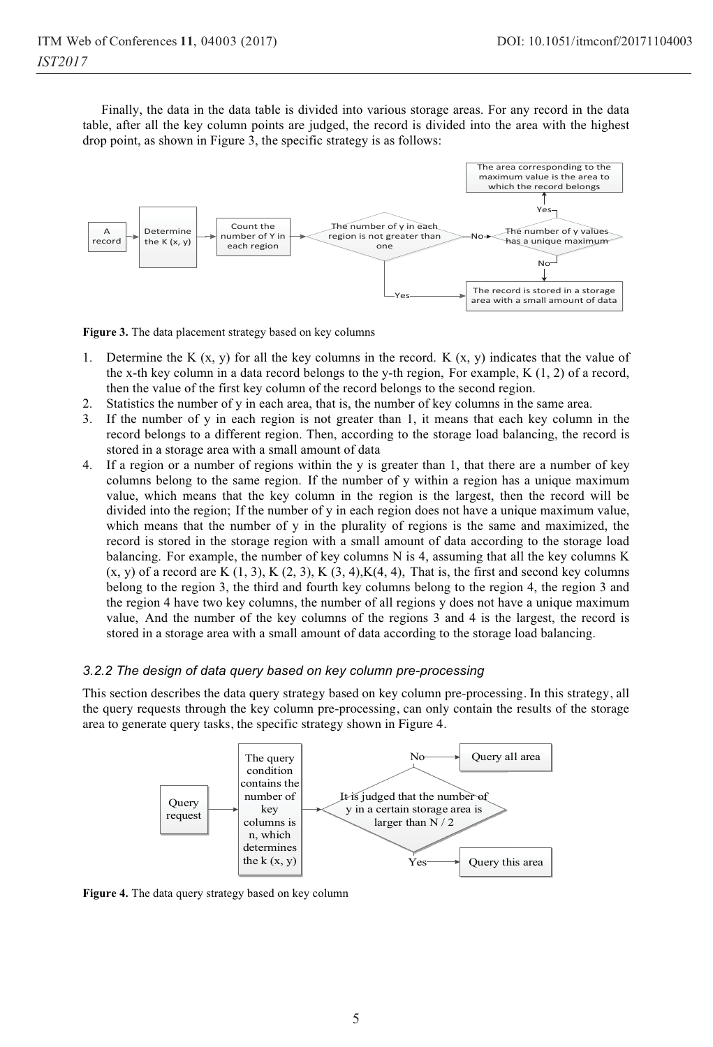Finally, the data in the data table is divided into various storage areas. For any record in the data table, after all the key column points are judged, the record is divided into the area with the highest drop point, as shown in Figure 3, the specific strategy is as follows:

**Figure 3.** The data placement strategy based on key columns

1. Determine the K (x, y) for all the key columns in the record. K (x, y) indicates that the value of the x-th key column in a data record belongs to the y-th region, For example, K (1, 2) of a record, then the value of the first key column of the record belongs to the second region.
2. Statistics the number of y in each area, that is, the number of key columns in the same area.
3. If the number of y in each region is not greater than 1, it means that each key column in the record belongs to a different region. Then, according to the storage load balancing, the record is stored in a storage area with a small amount of data
4. If a region or a number of regions within the y is greater than 1, that there are a number of key columns belong to the same region. If the number of y within a region has a unique maximum value, which means that the key column in the region is the largest, then the record will be divided into the region; If the number of y in each region does not have a unique maximum value, which means that the number of y in the plurality of regions is the same and maximized, the record is stored in the storage region with a small amount of data according to the storage load balancing. For example, the number of key columns N is 4, assuming that all the key columns K (x, y) of a record are K (1, 3), K (2, 3), K (3, 4),K(4, 4), That is, the first and second key columns belong to the region 3, the third and fourth key columns belong to the region 4, the region 3 and the region 4 have two key columns, the number of all regions y does not have a unique maximum value, And the number of the key columns of the regions 3 and 4 is the largest, the record is stored in a storage area with a small amount of data according to the storage load balancing.

### *3.2.2 The design of data query based on key column pre-processing*

This section describes the data query strategy based on key column pre-processing. In this strategy, all the query requests through the key column pre-processing, can only contain the results of the storage area to generate query tasks, the specific strategy shown in Figure 4.

**Figure 4.** The data query strategy based on key column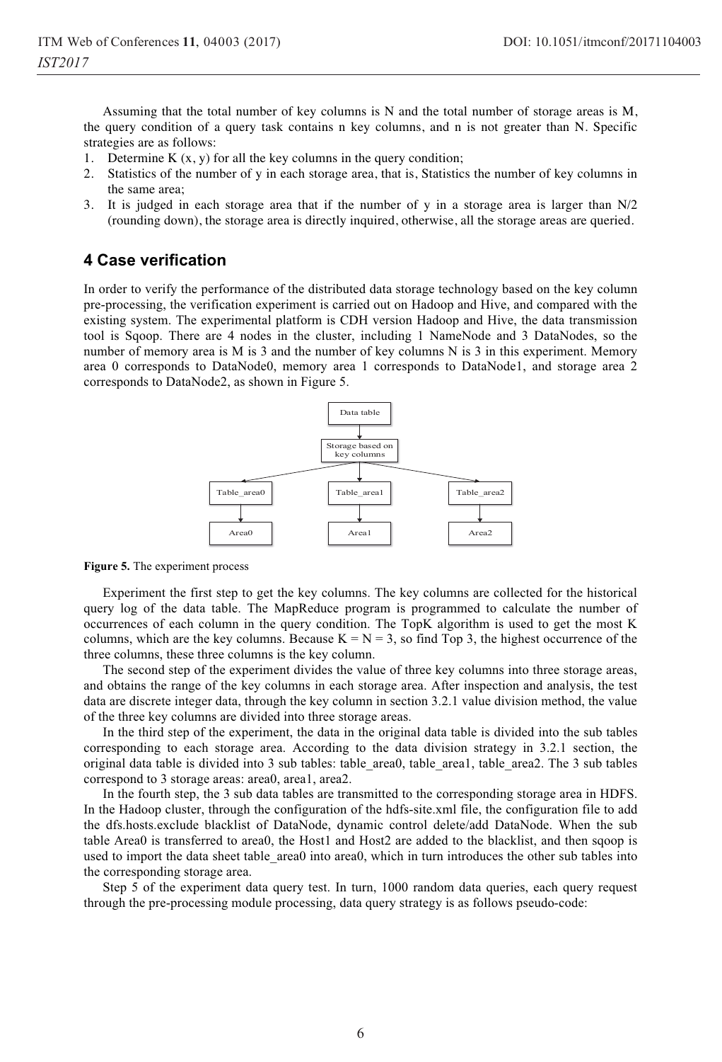Assuming that the total number of key columns is N and the total number of storage areas is M, the query condition of a query task contains n key columns, and n is not greater than N. Specific strategies are as follows:

1. Determine K (x, y) for all the key columns in the query condition;
2. Statistics of the number of y in each storage area, that is, Statistics the number of key columns in the same area;
3. It is judged in each storage area that if the number of y in a storage area is larger than N/2 (rounding down), the storage area is directly inquired, otherwise, all the storage areas are queried.

## 4 Case verification

In order to verify the performance of the distributed data storage technology based on the key column pre-processing, the verification experiment is carried out on Hadoop and Hive, and compared with the existing system. The experimental platform is CDH version Hadoop and Hive, the data transmission tool is Sqoop. There are 4 nodes in the cluster, including 1 NameNode and 3 DataNodes, so the number of memory area is M is 3 and the number of key columns N is 3 in this experiment. Memory area 0 corresponds to DataNode0, memory area 1 corresponds to DataNode1, and storage area 2 corresponds to DataNode2, as shown in Figure 5.

Data table → Storage based on key columns → Table_area0 → Area0; Table_area1 → Area1; Table_area2 → Area2

**Figure 5.** The experiment process

Experiment the first step to get the key columns. The key columns are collected for the historical query log of the data table. The MapReduce program is programmed to calculate the number of occurrences of each column in the query condition. The TopK algorithm is used to get the most K columns, which are the key columns. Because K = N = 3, so find Top 3, the highest occurrence of the three columns, these three columns is the key column.

The second step of the experiment divides the value of three key columns into three storage areas, and obtains the range of the key columns in each storage area. After inspection and analysis, the test data are discrete integer data, through the key column in section 3.2.1 value division method, the value of the three key columns are divided into three storage areas.

In the third step of the experiment, the data in the original data table is divided into the sub tables corresponding to each storage area. According to the data division strategy in 3.2.1 section, the original data table is divided into 3 sub tables: table_area0, table_area1, table_area2. The 3 sub tables correspond to 3 storage areas: area0, area1, area2.

In the fourth step, the 3 sub data tables are transmitted to the corresponding storage area in HDFS. In the Hadoop cluster, through the configuration of the hdfs-site.xml file, the configuration file to add the dfs.hosts.exclude blacklist of DataNode, dynamic control delete/add DataNode. When the sub table Area0 is transferred to area0, the Host1 and Host2 are added to the blacklist, and then sqoop is used to import the data sheet table_area0 into area0, which in turn introduces the other sub tables into the corresponding storage area.

Step 5 of the experiment data query test. In turn, 1000 random data queries, each query request through the pre-processing module processing, data query strategy is as follows pseudo-code: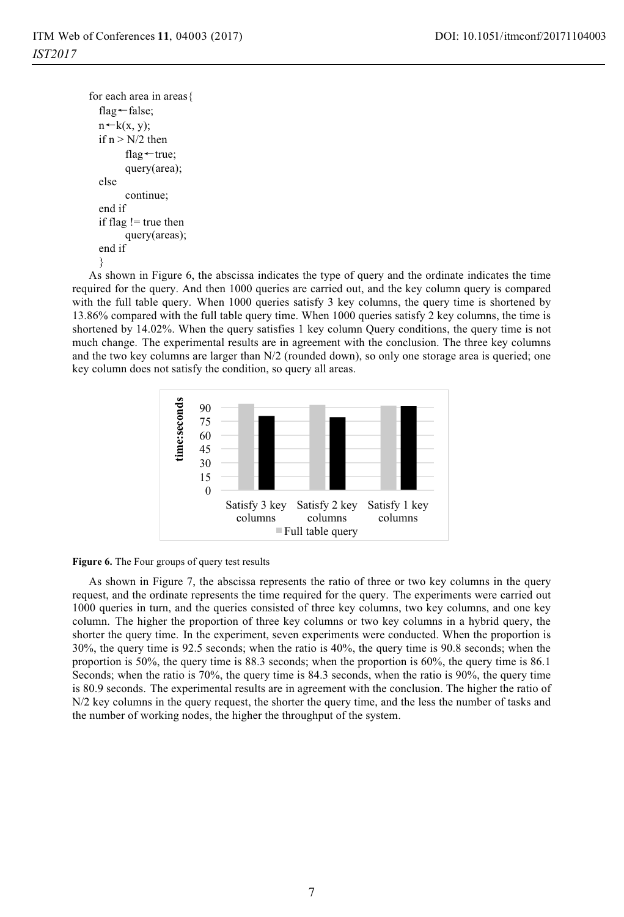```
for each area in areas{
  flag←false;
  n←k(x, y);
  if n > N/2 then
        flag←true;
        query(area);
  else
        continue;
  end if
  if flag != true then
        query(areas);
  end if
  }
```

As shown in Figure 6, the abscissa indicates the type of query and the ordinate indicates the time required for the query. And then 1000 queries are carried out, and the key column query is compared with the full table query. When 1000 queries satisfy 3 key columns, the query time is shortened by 13.86% compared with the full table query time. When 1000 queries satisfy 2 key columns, the time is shortened by 14.02%. When the query satisfies 1 key column Query conditions, the query time is not much change. The experimental results are in agreement with the conclusion. The three key columns and the two key columns are larger than N/2 (rounded down), so only one storage area is queried; one key column does not satisfy the condition, so query all areas.

**Figure 6.** The Four groups of query test results

As shown in Figure 7, the abscissa represents the ratio of three or two key columns in the query request, and the ordinate represents the time required for the query. The experiments were carried out 1000 queries in turn, and the queries consisted of three key columns, two key columns, and one key column. The higher the proportion of three key columns or two key columns in a hybrid query, the shorter the query time. In the experiment, seven experiments were conducted. When the proportion is 30%, the query time is 92.5 seconds; when the ratio is 40%, the query time is 90.8 seconds; when the proportion is 50%, the query time is 88.3 seconds; when the proportion is 60%, the query time is 86.1 Seconds; when the ratio is 70%, the query time is 84.3 seconds, when the ratio is 90%, the query time is 80.9 seconds. The experimental results are in agreement with the conclusion. The higher the ratio of N/2 key columns in the query request, the shorter the query time, and the less the number of tasks and the number of working nodes, the higher the throughput of the system.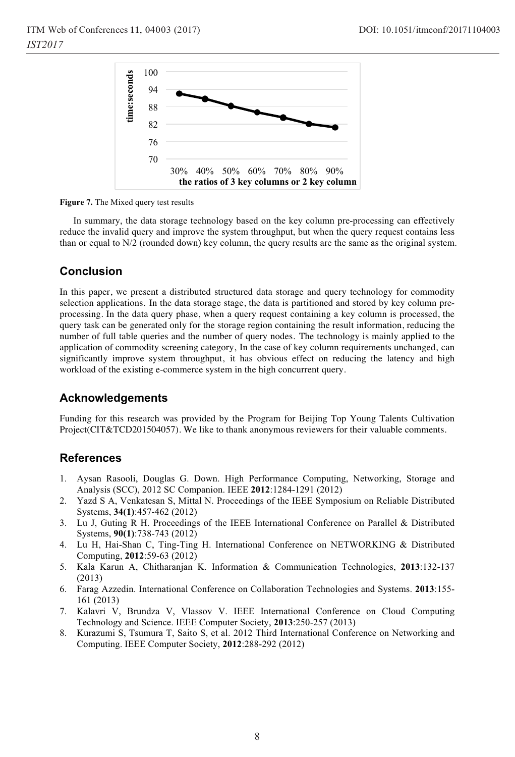Figure 7. The Mixed query test results

In summary, the data storage technology based on the key column pre-processing can effectively reduce the invalid query and improve the system throughput, but when the query request contains less than or equal to N/2 (rounded down) key column, the query results are the same as the original system.

## Conclusion

In this paper, we present a distributed structured data storage and query technology for commodity selection applications. In the data storage stage, the data is partitioned and stored by key column pre-processing. In the data query phase, when a query request containing a key column is processed, the query task can be generated only for the storage region containing the result information, reducing the number of full table queries and the number of query nodes. The technology is mainly applied to the application of commodity screening category, In the case of key column requirements unchanged, can significantly improve system throughput, it has obvious effect on reducing the latency and high workload of the existing e-commerce system in the high concurrent query.

## Acknowledgements

Funding for this research was provided by the Program for Beijing Top Young Talents Cultivation Project(CIT&TCD201504057). We like to thank anonymous reviewers for their valuable comments.

## References

1. Aysan Rasooli, Douglas G. Down. High Performance Computing, Networking, Storage and Analysis (SCC), 2012 SC Companion. IEEE **2012**:1284-1291 (2012)
2. Yazd S A, Venkatesan S, Mittal N. Proceedings of the IEEE Symposium on Reliable Distributed Systems, **34(1)**:457-462 (2012)
3. Lu J, Guting R H. Proceedings of the IEEE International Conference on Parallel & Distributed Systems, **90(1)**:738-743 (2012)
4. Lu H, Hai-Shan C, Ting-Ting H. International Conference on NETWORKING & Distributed Computing, **2012**:59-63 (2012)
5. Kala Karun A, Chitharanjan K. Information & Communication Technologies, **2013**:132-137 (2013)
6. Farag Azzedin. International Conference on Collaboration Technologies and Systems. **2013**:155-161 (2013)
7. Kalavri V, Brundza V, Vlassov V. IEEE International Conference on Cloud Computing Technology and Science. IEEE Computer Society, **2013**:250-257 (2013)
8. Kurazumi S, Tsumura T, Saito S, et al. 2012 Third International Conference on Networking and Computing. IEEE Computer Society, **2012**:288-292 (2012)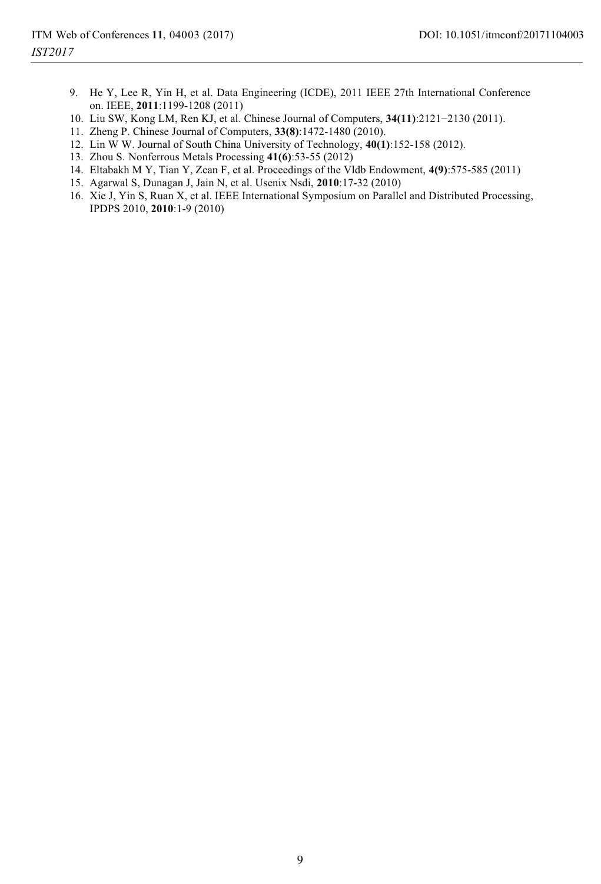9. He Y, Lee R, Yin H, et al. Data Engineering (ICDE), 2011 IEEE 27th International Conference on. IEEE, **2011**:1199-1208 (2011)
10. Liu SW, Kong LM, Ren KJ, et al. Chinese Journal of Computers, **34(11)**:2121−2130 (2011).
11. Zheng P. Chinese Journal of Computers, **33(8)**:1472-1480 (2010).
12. Lin W W. Journal of South China University of Technology, **40(1)**:152-158 (2012).
13. Zhou S. Nonferrous Metals Processing **41(6)**:53-55 (2012)
14. Eltabakh M Y, Tian Y, Zcan F, et al. Proceedings of the Vldb Endowment, **4(9)**:575-585 (2011)
15. Agarwal S, Dunagan J, Jain N, et al. Usenix Nsdi, **2010**:17-32 (2010)
16. Xie J, Yin S, Ruan X, et al. IEEE International Symposium on Parallel and Distributed Processing, IPDPS 2010, **2010**:1-9 (2010)